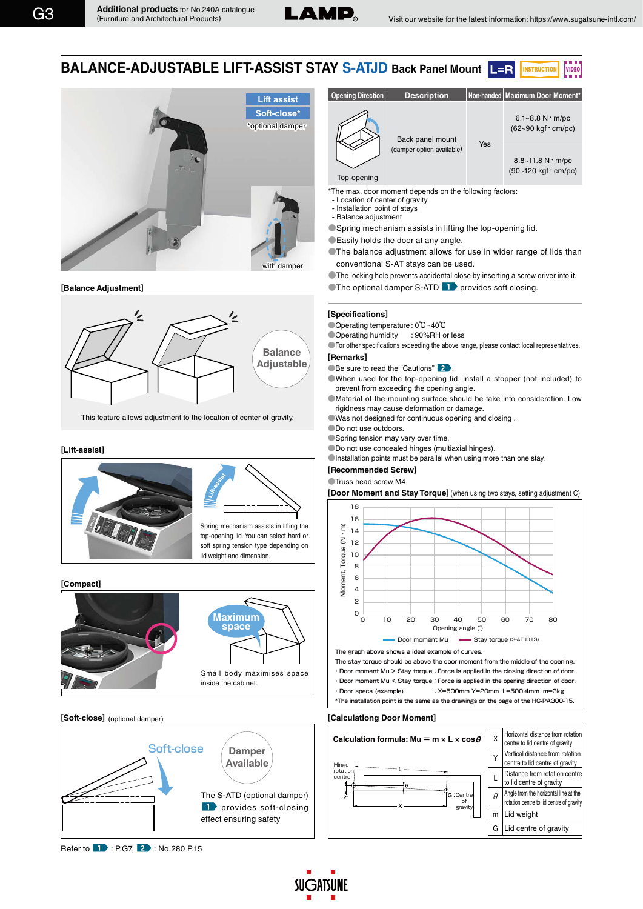# BALANCE-ADJUSTABLE LIFT-ASSIST STAY S-ATJD Back Panel Mount

Lift assist
Soft-close*
*optional damper

with damper

| Opening Direction | Description | Non-handed | Maximum Door Moment* |
|---|---|---|---|
| Top-opening | Back panel mount (damper option available) | Yes | 6.1~8.8 N・m/pc (62~90 kgf・cm/pc) |
| | | | 8.8~11.8 N・m/pc (90~120 kgf・cm/pc) |

*The max. door moment depends on the following factors:
- Location of center of gravity
- Installation point of stays
- Balance adjustment

- Spring mechanism assists in lifting the top-opening lid.
- Easily holds the door at any angle.
- The balance adjustment allows for use in wider range of lids than conventional S-AT stays can be used.
- The locking hole prevents accidental close by inserting a screw driver into it.
- The optional damper S-ATD 1 provides soft closing.

### [Balance Adjustment]

Balance Adjustable

This feature allows adjustment to the location of center of gravity.

### [Lift-assist]

Lift-assist

Spring mechanism assists in lifting the top-opening lid. You can select hard or soft spring tension type depending on lid weight and dimension.

### [Compact]

Maximum space

Small body maximises space inside the cabinet.

### [Soft-close] (optional damper)

Soft-close

Damper Available

The S-ATD (optional damper) 1 provides soft-closing effect ensuring safety

Refer to 1 : P.G7, 2 : No.280 P.15

### [Specifications]

- Operating temperature : 0℃~40℃
- Operating humidity : 90%RH or less
- For other specifications exceeding the above range, please contact local representatives.

### [Remarks]

- Be sure to read the "Cautions" 2.
- When used for the top-opening lid, install a stopper (not included) to prevent from exceeding the opening angle.
- Material of the mounting surface should be take into consideration. Low rigidness may cause deformation or damage.
- Was not designed for continuous opening and closing .
- Do not use outdoors.
- Spring tension may vary over time.
- Do not use concealed hinges (multiaxial hinges).
- Installation points must be parallel when using more than one stay.

### [Recommended Screw]

- Truss head screw M4

### [Door Moment and Stay Torque] (when using two stays, setting adjustment C)

Moment, Torque (N・m) vs Opening angle (°)

— Door moment Mu — Stay torque (S-ATJ01S)

The graph above shows a ideal example of curves.
The stay torque should be above the door moment from the middle of the opening.
・Door moment Mu > Stay torque : Force is applied in the closing direction of door.
・Door moment Mu < Stay torque : Force is applied in the opening direction of door.
・Door specs (example) : X=500mm Y=20mm L=500.4mm m=3kg
*The installation point is the same as the drawings on the page of the HG-PA300-15.

### [Calculationg Door Moment]

Calculation formula: $Mu = m \times L \times \cos\theta$

Hinge rotation centre; G : Centre of gravity

| | |
|---|---|
| X | Horizontal distance from rotation centre to lid centre of gravity |
| Y | Vertical distance from rotation centre to lid centre of gravity |
| L | Distance from rotation centre to lid centre of gravity |
| $\theta$ | Angle from the horizontal line at the rotation centre to lid centre of gravity |
| m | Lid weight |
| G | Lid centre of gravity |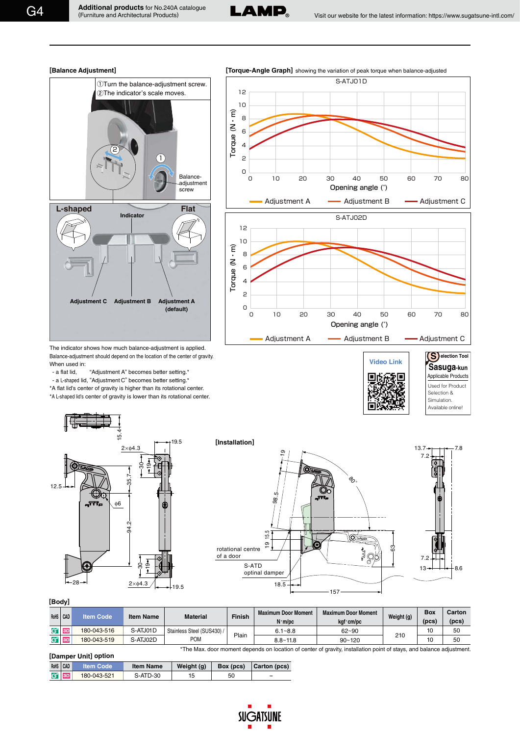## [Balance Adjustment]

①Turn the balance-adjustment screw.
②The indicator's scale moves.

Balance-adjustment screw

L-shaped

Flat

Indicator

Adjustment C　Adjustment B　Adjustment A (default)

The indicator shows how much balance-adjustment is applied.
Balance-adjustment should depend on the location of the center of gravity.
When used in:

- a flat lid, "Adjustment A" becomes better setting.*
- a L-shaped lid, "Adjustment C" becomes better setting.*

*A flat lid's center of gravity is higher than its rotational center.
*A L-shaped lid's center of gravity is lower than its rotational center.

## [Torque-Angle Graph] showing the variation of peak torque when balance-adjusted

S-ATJ01D

Torque (N・m)

0 2 4 6 8 10 12

0 10 20 30 40 50 60 70 80

Opening angle (°)

Adjustment A　Adjustment B　Adjustment C

S-ATJ02D

Torque (N・m)

0 2 4 6 8 10 12

0 10 20 30 40 50 60 70 80

Opening angle (°)

Adjustment A　Adjustment B　Adjustment C

Video Link

Selection Tool
Sasuga-kun
Applicable Products
Used for Product Selection & Simulation.
Available online!

15.4　2×φ4.3　19.5　30　19　35.7　12.5　φ6　94.2　30　19　2×φ4.3　19.5　28

## [Installation]

19　80°　98.5　19　15.5　rotational centre of a door　S-ATD optional damper　18.5　157　63

13.7　7.8　7.2　7.2　13　8.6

## [Body]

| RoHS | CAD | Item Code | Item Name | Material | Finish | Maximum Door Moment N・m/pc | Maximum Door Moment kgf・cm/pc | Weight (g) | Box (pcs) | Carton (pcs) |
|---|---|---|---|---|---|---|---|---|---|---|
| G | 3D | 180-043-516 | S-ATJ01D | Stainless Steel (SUS430) / POM | Plain | 6.1~8.8 | 62~90 | 210 | 10 | 50 |
| G | 3D | 180-043-519 | S-ATJ02D | | | 8.8~11.8 | 90~120 | | 10 | 50 |

*The Max. door moment depends on location of center of gravity, installation point of stays, and balance adjustment.

## [Damper Unit] option

| RoHS | CAD | Item Code | Item Name | Weight (g) | Box (pcs) | Carton (pcs) |
|---|---|---|---|---|---|---|
| G | 3D | 180-043-521 | S-ATD-30 | 15 | 50 | – |